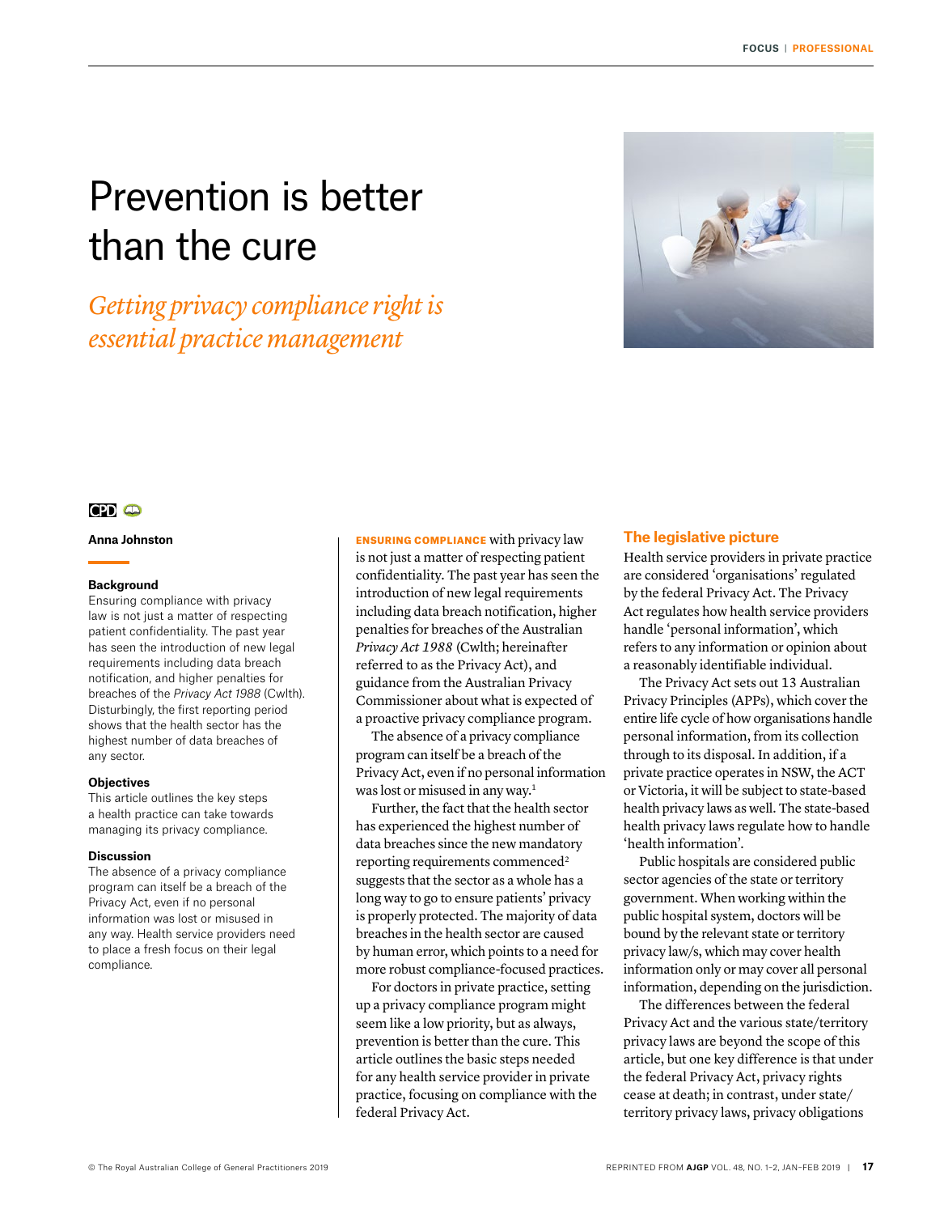# Prevention is better than the cure

*Getting privacy compliance right is essential practice management*

CPD

**Anna Johnston**

### Background

Ensuring compliance with privacy law is not just a matter of respecting patient confidentiality. The past year has seen the introduction of new legal requirements including data breach notification, and higher penalties for breaches of the *Privacy Act 1988* (Cwlth). Disturbingly, the first reporting period shows that the health sector has the highest number of data breaches of any sector.

### Objectives

This article outlines the key steps a health practice can take towards managing its privacy compliance.

### Discussion

The absence of a privacy compliance program can itself be a breach of the Privacy Act, even if no personal information was lost or misused in any way. Health service providers need to place a fresh focus on their legal compliance.

**ENSURING COMPLIANCE** with privacy law is not just a matter of respecting patient confidentiality. The past year has seen the introduction of new legal requirements including data breach notification, higher penalties for breaches of the Australian *Privacy Act 1988* (Cwlth; hereinafter referred to as the Privacy Act), and guidance from the Australian Privacy Commissioner about what is expected of a proactive privacy compliance program.

The absence of a privacy compliance program can itself be a breach of the Privacy Act, even if no personal information was lost or misused in any way.[1]

Further, the fact that the health sector has experienced the highest number of data breaches since the new mandatory reporting requirements commenced[2] suggests that the sector as a whole has a long way to go to ensure patients' privacy is properly protected. The majority of data breaches in the health sector are caused by human error, which points to a need for more robust compliance-focused practices.

For doctors in private practice, setting up a privacy compliance program might seem like a low priority, but as always, prevention is better than the cure. This article outlines the basic steps needed for any health service provider in private practice, focusing on compliance with the federal Privacy Act.

## The legislative picture

Health service providers in private practice are considered 'organisations' regulated by the federal Privacy Act. The Privacy Act regulates how health service providers handle 'personal information', which refers to any information or opinion about a reasonably identifiable individual.

The Privacy Act sets out 13 Australian Privacy Principles (APPs), which cover the entire life cycle of how organisations handle personal information, from its collection through to its disposal. In addition, if a private practice operates in NSW, the ACT or Victoria, it will be subject to state-based health privacy laws as well. The state-based health privacy laws regulate how to handle 'health information'.

Public hospitals are considered public sector agencies of the state or territory government. When working within the public hospital system, doctors will be bound by the relevant state or territory privacy law/s, which may cover health information only or may cover all personal information, depending on the jurisdiction.

The differences between the federal Privacy Act and the various state/territory privacy laws are beyond the scope of this article, but one key difference is that under the federal Privacy Act, privacy rights cease at death; in contrast, under state/territory privacy laws, privacy obligations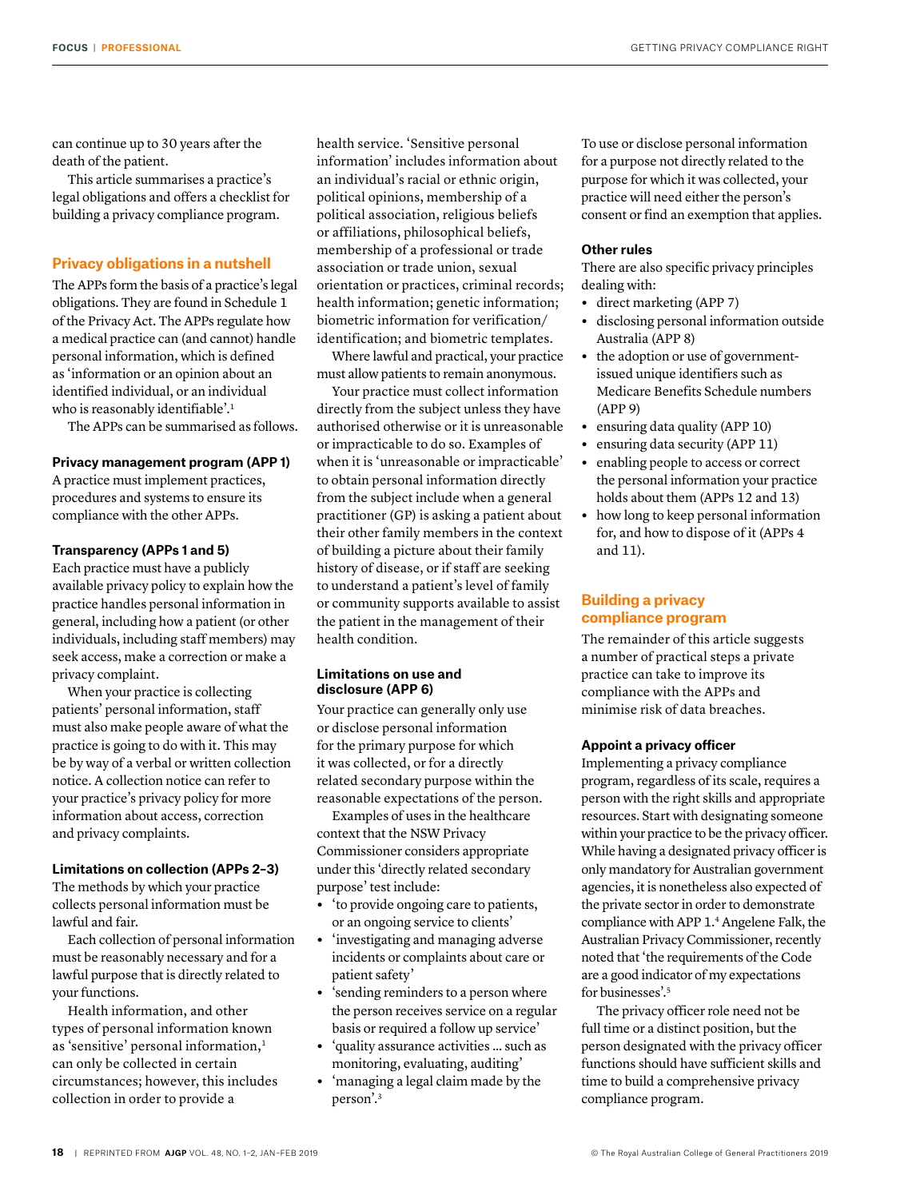can continue up to 30 years after the death of the patient.

This article summarises a practice's legal obligations and offers a checklist for building a privacy compliance program.

## Privacy obligations in a nutshell

The APPs form the basis of a practice's legal obligations. They are found in Schedule 1 of the Privacy Act. The APPs regulate how a medical practice can (and cannot) handle personal information, which is defined as 'information or an opinion about an identified individual, or an individual who is reasonably identifiable'.[1]

The APPs can be summarised as follows.

### Privacy management program (APP 1)

A practice must implement practices, procedures and systems to ensure its compliance with the other APPs.

### Transparency (APPs 1 and 5)

Each practice must have a publicly available privacy policy to explain how the practice handles personal information in general, including how a patient (or other individuals, including staff members) may seek access, make a correction or make a privacy complaint.

When your practice is collecting patients' personal information, staff must also make people aware of what the practice is going to do with it. This may be by way of a verbal or written collection notice. A collection notice can refer to your practice's privacy policy for more information about access, correction and privacy complaints.

### Limitations on collection (APPs 2–3)

The methods by which your practice collects personal information must be lawful and fair.

Each collection of personal information must be reasonably necessary and for a lawful purpose that is directly related to your functions.

Health information, and other types of personal information known as 'sensitive' personal information,[1] can only be collected in certain circumstances; however, this includes collection in order to provide a health service. 'Sensitive personal information' includes information about an individual's racial or ethnic origin, political opinions, membership of a political association, religious beliefs or affiliations, philosophical beliefs, membership of a professional or trade association or trade union, sexual orientation or practices, criminal records; health information; genetic information; biometric information for verification/identification; and biometric templates.

Where lawful and practical, your practice must allow patients to remain anonymous.

Your practice must collect information directly from the subject unless they have authorised otherwise or it is unreasonable or impracticable to do so. Examples of when it is 'unreasonable or impracticable' to obtain personal information directly from the subject include when a general practitioner (GP) is asking a patient about their other family members in the context of building a picture about their family history of disease, or if staff are seeking to understand a patient's level of family or community supports available to assist the patient in the management of their health condition.

### Limitations on use and disclosure (APP 6)

Your practice can generally only use or disclose personal information for the primary purpose for which it was collected, or for a directly related secondary purpose within the reasonable expectations of the person.

Examples of uses in the healthcare context that the NSW Privacy Commissioner considers appropriate under this 'directly related secondary purpose' test include:

- 'to provide ongoing care to patients, or an ongoing service to clients'
- 'investigating and managing adverse incidents or complaints about care or patient safety'
- 'sending reminders to a person where the person receives service on a regular basis or required a follow up service'
- 'quality assurance activities … such as monitoring, evaluating, auditing'
- 'managing a legal claim made by the person'.[3]

To use or disclose personal information for a purpose not directly related to the purpose for which it was collected, your practice will need either the person's consent or find an exemption that applies.

### Other rules

There are also specific privacy principles dealing with:

- direct marketing (APP 7)
- disclosing personal information outside Australia (APP 8)
- the adoption or use of government-issued unique identifiers such as Medicare Benefits Schedule numbers (APP 9)
- ensuring data quality (APP 10)
- ensuring data security (APP 11)
- enabling people to access or correct the personal information your practice holds about them (APPs 12 and 13)
- how long to keep personal information for, and how to dispose of it (APPs 4 and 11).

## Building a privacy compliance program

The remainder of this article suggests a number of practical steps a private practice can take to improve its compliance with the APPs and minimise risk of data breaches.

### Appoint a privacy officer

Implementing a privacy compliance program, regardless of its scale, requires a person with the right skills and appropriate resources. Start with designating someone within your practice to be the privacy officer. While having a designated privacy officer is only mandatory for Australian government agencies, it is nonetheless also expected of the private sector in order to demonstrate compliance with APP 1.[4] Angelene Falk, the Australian Privacy Commissioner, recently noted that 'the requirements of the Code are a good indicator of my expectations for businesses'.[5]

The privacy officer role need not be full time or a distinct position, but the person designated with the privacy officer functions should have sufficient skills and time to build a comprehensive privacy compliance program.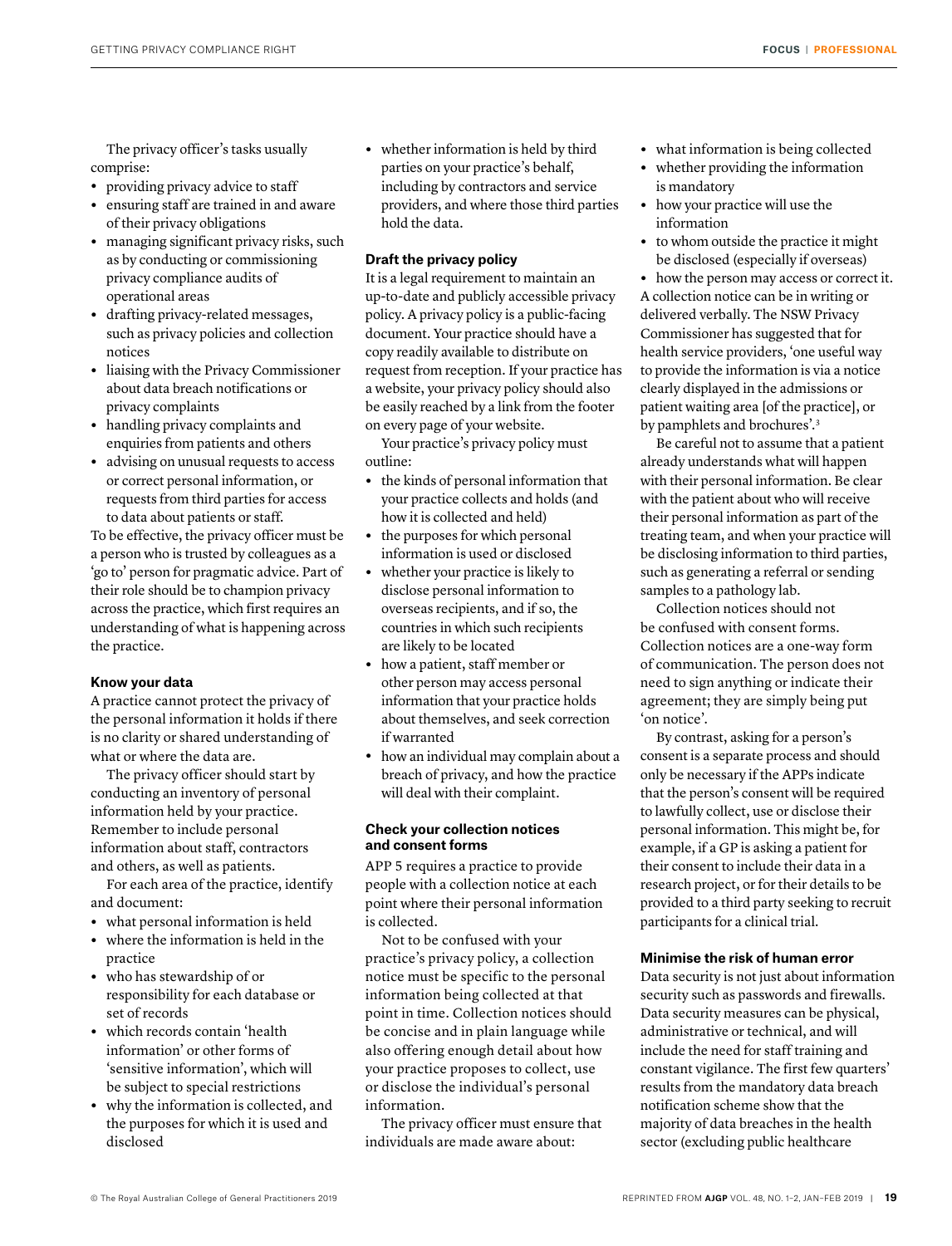The privacy officer's tasks usually comprise:

- providing privacy advice to staff
- ensuring staff are trained in and aware of their privacy obligations
- managing significant privacy risks, such as by conducting or commissioning privacy compliance audits of operational areas
- drafting privacy-related messages, such as privacy policies and collection notices
- liaising with the Privacy Commissioner about data breach notifications or privacy complaints
- handling privacy complaints and enquiries from patients and others
- advising on unusual requests to access or correct personal information, or requests from third parties for access to data about patients or staff.

To be effective, the privacy officer must be a person who is trusted by colleagues as a 'go to' person for pragmatic advice. Part of their role should be to champion privacy across the practice, which first requires an understanding of what is happening across the practice.

**Know your data**

A practice cannot protect the privacy of the personal information it holds if there is no clarity or shared understanding of what or where the data are.

The privacy officer should start by conducting an inventory of personal information held by your practice. Remember to include personal information about staff, contractors and others, as well as patients.

For each area of the practice, identify and document:

- what personal information is held
- where the information is held in the practice
- who has stewardship of or responsibility for each database or set of records
- which records contain 'health information' or other forms of 'sensitive information', which will be subject to special restrictions
- why the information is collected, and the purposes for which it is used and disclosed
- whether information is held by third parties on your practice's behalf, including by contractors and service providers, and where those third parties hold the data.

**Draft the privacy policy**

It is a legal requirement to maintain an up-to-date and publicly accessible privacy policy. A privacy policy is a public-facing document. Your practice should have a copy readily available to distribute on request from reception. If your practice has a website, your privacy policy should also be easily reached by a link from the footer on every page of your website.

Your practice's privacy policy must outline:

- the kinds of personal information that your practice collects and holds (and how it is collected and held)
- the purposes for which personal information is used or disclosed
- whether your practice is likely to disclose personal information to overseas recipients, and if so, the countries in which such recipients are likely to be located
- how a patient, staff member or other person may access personal information that your practice holds about themselves, and seek correction if warranted
- how an individual may complain about a breach of privacy, and how the practice will deal with their complaint.

**Check your collection notices and consent forms**

APP 5 requires a practice to provide people with a collection notice at each point where their personal information is collected.

Not to be confused with your practice's privacy policy, a collection notice must be specific to the personal information being collected at that point in time. Collection notices should be concise and in plain language while also offering enough detail about how your practice proposes to collect, use or disclose the individual's personal information.

The privacy officer must ensure that individuals are made aware about:

- what information is being collected
- whether providing the information is mandatory
- how your practice will use the information
- to whom outside the practice it might be disclosed (especially if overseas)
- how the person may access or correct it.

A collection notice can be in writing or delivered verbally. The NSW Privacy Commissioner has suggested that for health service providers, 'one useful way to provide the information is via a notice clearly displayed in the admissions or patient waiting area [of the practice], or by pamphlets and brochures'.[3]

Be careful not to assume that a patient already understands what will happen with their personal information. Be clear with the patient about who will receive their personal information as part of the treating team, and when your practice will be disclosing information to third parties, such as generating a referral or sending samples to a pathology lab.

Collection notices should not be confused with consent forms. Collection notices are a one-way form of communication. The person does not need to sign anything or indicate their agreement; they are simply being put 'on notice'.

By contrast, asking for a person's consent is a separate process and should only be necessary if the APPs indicate that the person's consent will be required to lawfully collect, use or disclose their personal information. This might be, for example, if a GP is asking a patient for their consent to include their data in a research project, or for their details to be provided to a third party seeking to recruit participants for a clinical trial.

**Minimise the risk of human error**

Data security is not just about information security such as passwords and firewalls. Data security measures can be physical, administrative or technical, and will include the need for staff training and constant vigilance. The first few quarters' results from the mandatory data breach notification scheme show that the majority of data breaches in the health sector (excluding public healthcare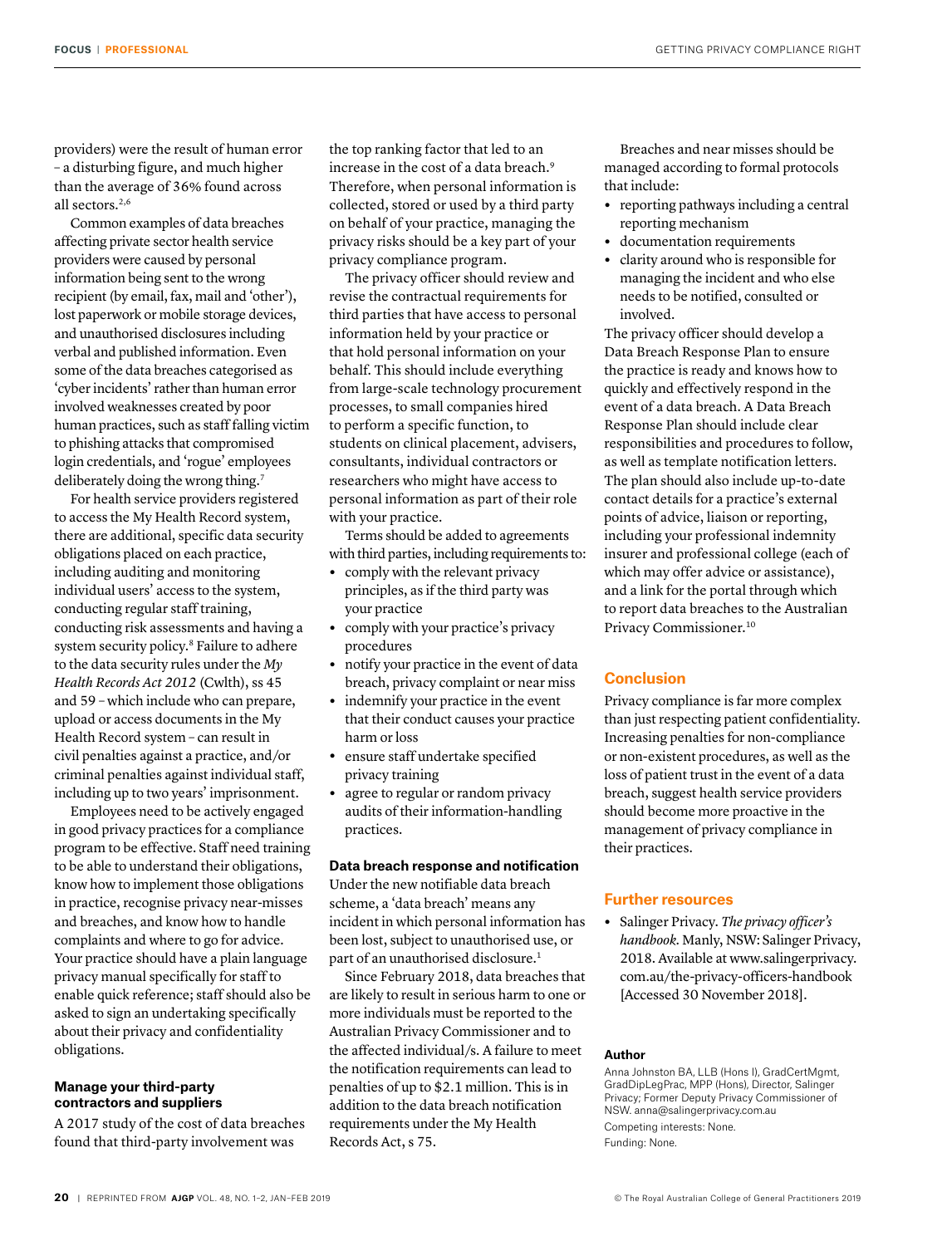providers) were the result of human error – a disturbing figure, and much higher than the average of 36% found across all sectors.[2,6]

Common examples of data breaches affecting private sector health service providers were caused by personal information being sent to the wrong recipient (by email, fax, mail and 'other'), lost paperwork or mobile storage devices, and unauthorised disclosures including verbal and published information. Even some of the data breaches categorised as 'cyber incidents' rather than human error involved weaknesses created by poor human practices, such as staff falling victim to phishing attacks that compromised login credentials, and 'rogue' employees deliberately doing the wrong thing.[7]

For health service providers registered to access the My Health Record system, there are additional, specific data security obligations placed on each practice, including auditing and monitoring individual users' access to the system, conducting regular staff training, conducting risk assessments and having a system security policy.[8] Failure to adhere to the data security rules under the *My Health Records Act 2012* (Cwlth), ss 45 and 59 – which include who can prepare, upload or access documents in the My Health Record system – can result in civil penalties against a practice, and/or criminal penalties against individual staff, including up to two years' imprisonment.

Employees need to be actively engaged in good privacy practices for a compliance program to be effective. Staff need training to be able to understand their obligations, know how to implement those obligations in practice, recognise privacy near-misses and breaches, and know how to handle complaints and where to go for advice. Your practice should have a plain language privacy manual specifically for staff to enable quick reference; staff should also be asked to sign an undertaking specifically about their privacy and confidentiality obligations.

**Manage your third-party contractors and suppliers**

A 2017 study of the cost of data breaches found that third-party involvement was the top ranking factor that led to an increase in the cost of a data breach.[9] Therefore, when personal information is collected, stored or used by a third party on behalf of your practice, managing the privacy risks should be a key part of your privacy compliance program.

The privacy officer should review and revise the contractual requirements for third parties that have access to personal information held by your practice or that hold personal information on your behalf. This should include everything from large-scale technology procurement processes, to small companies hired to perform a specific function, to students on clinical placement, advisers, consultants, individual contractors or researchers who might have access to personal information as part of their role with your practice.

Terms should be added to agreements with third parties, including requirements to:

- comply with the relevant privacy principles, as if the third party was your practice
- comply with your practice's privacy procedures
- notify your practice in the event of data breach, privacy complaint or near miss
- indemnify your practice in the event that their conduct causes your practice harm or loss
- ensure staff undertake specified privacy training
- agree to regular or random privacy audits of their information-handling practices.

**Data breach response and notification**

Under the new notifiable data breach scheme, a 'data breach' means any incident in which personal information has been lost, subject to unauthorised use, or part of an unauthorised disclosure.[1]

Since February 2018, data breaches that are likely to result in serious harm to one or more individuals must be reported to the Australian Privacy Commissioner and to the affected individual/s. A failure to meet the notification requirements can lead to penalties of up to $2.1 million. This is in addition to the data breach notification requirements under the My Health Records Act, s 75.

Breaches and near misses should be managed according to formal protocols that include:

- reporting pathways including a central reporting mechanism
- documentation requirements
- clarity around who is responsible for managing the incident and who else needs to be notified, consulted or involved.

The privacy officer should develop a Data Breach Response Plan to ensure the practice is ready and knows how to quickly and effectively respond in the event of a data breach. A Data Breach Response Plan should include clear responsibilities and procedures to follow, as well as template notification letters. The plan should also include up-to-date contact details for a practice's external points of advice, liaison or reporting, including your professional indemnity insurer and professional college (each of which may offer advice or assistance), and a link for the portal through which to report data breaches to the Australian Privacy Commissioner.[10]

## Conclusion

Privacy compliance is far more complex than just respecting patient confidentiality. Increasing penalties for non-compliance or non-existent procedures, as well as the loss of patient trust in the event of a data breach, suggest health service providers should become more proactive in the management of privacy compliance in their practices.

## Further resources

- Salinger Privacy. *The privacy officer's handbook*. Manly, NSW: Salinger Privacy, 2018. Available at www.salingerprivacy.com.au/the-privacy-officers-handbook [Accessed 30 November 2018].

**Author**

Anna Johnston BA, LLB (Hons I), GradCertMgmt, GradDipLegPrac, MPP (Hons), Director, Salinger Privacy; Former Deputy Privacy Commissioner of NSW. anna@salingerprivacy.com.au

Competing interests: None.

Funding: None.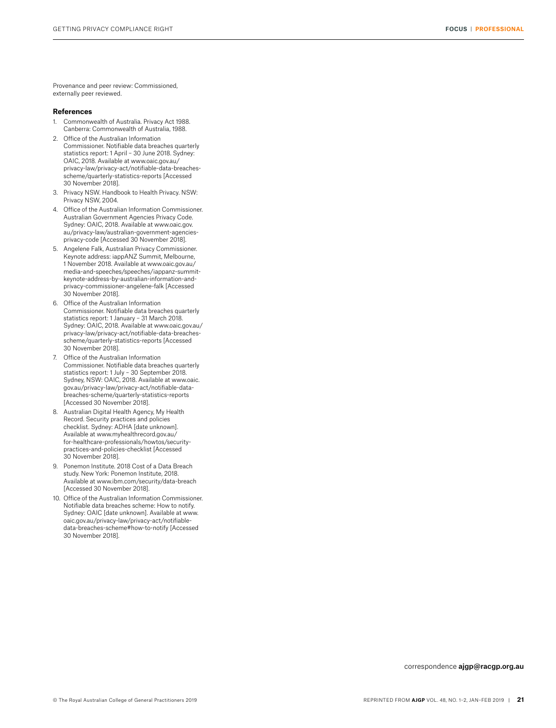Provenance and peer review: Commissioned, externally peer reviewed.

## References

1. Commonwealth of Australia. Privacy Act 1988. Canberra: Commonwealth of Australia, 1988.
2. Office of the Australian Information Commissioner. Notifiable data breaches quarterly statistics report: 1 April – 30 June 2018. Sydney: OAIC, 2018. Available at www.oaic.gov.au/privacy-law/privacy-act/notifiable-data-breaches-scheme/quarterly-statistics-reports [Accessed 30 November 2018].
3. Privacy NSW. Handbook to Health Privacy. NSW: Privacy NSW, 2004.
4. Office of the Australian Information Commissioner. Australian Government Agencies Privacy Code. Sydney: OAIC, 2018. Available at www.oaic.gov.au/privacy-law/australian-government-agencies-privacy-code [Accessed 30 November 2018].
5. Angelene Falk, Australian Privacy Commissioner. Keynote address: iappANZ Summit, Melbourne, 1 November 2018. Available at www.oaic.gov.au/media-and-speeches/speeches/iappanz-summit-keynote-address-by-australian-information-and-privacy-commissioner-angelene-falk [Accessed 30 November 2018].
6. Office of the Australian Information Commissioner. Notifiable data breaches quarterly statistics report: 1 January – 31 March 2018. Sydney: OAIC, 2018. Available at www.oaic.gov.au/privacy-law/privacy-act/notifiable-data-breaches-scheme/quarterly-statistics-reports [Accessed 30 November 2018].
7. Office of the Australian Information Commissioner. Notifiable data breaches quarterly statistics report: 1 July – 30 September 2018. Sydney, NSW: OAIC, 2018. Available at www.oaic.gov.au/privacy-law/privacy-act/notifiable-data-breaches-scheme/quarterly-statistics-reports [Accessed 30 November 2018].
8. Australian Digital Health Agency, My Health Record. Security practices and policies checklist. Sydney: ADHA [date unknown]. Available at www.myhealthrecord.gov.au/for-healthcare-professionals/howtos/security-practices-and-policies-checklist [Accessed 30 November 2018].
9. Ponemon Institute. 2018 Cost of a Data Breach study. New York: Ponemon Institute, 2018. Available at www.ibm.com/security/data-breach [Accessed 30 November 2018].
10. Office of the Australian Information Commissioner. Notifiable data breaches scheme: How to notify. Sydney: OAIC [date unknown]. Available at www.oaic.gov.au/privacy-law/privacy-act/notifiable-data-breaches-scheme#how-to-notify [Accessed 30 November 2018].

correspondence **ajgp@racgp.org.au**